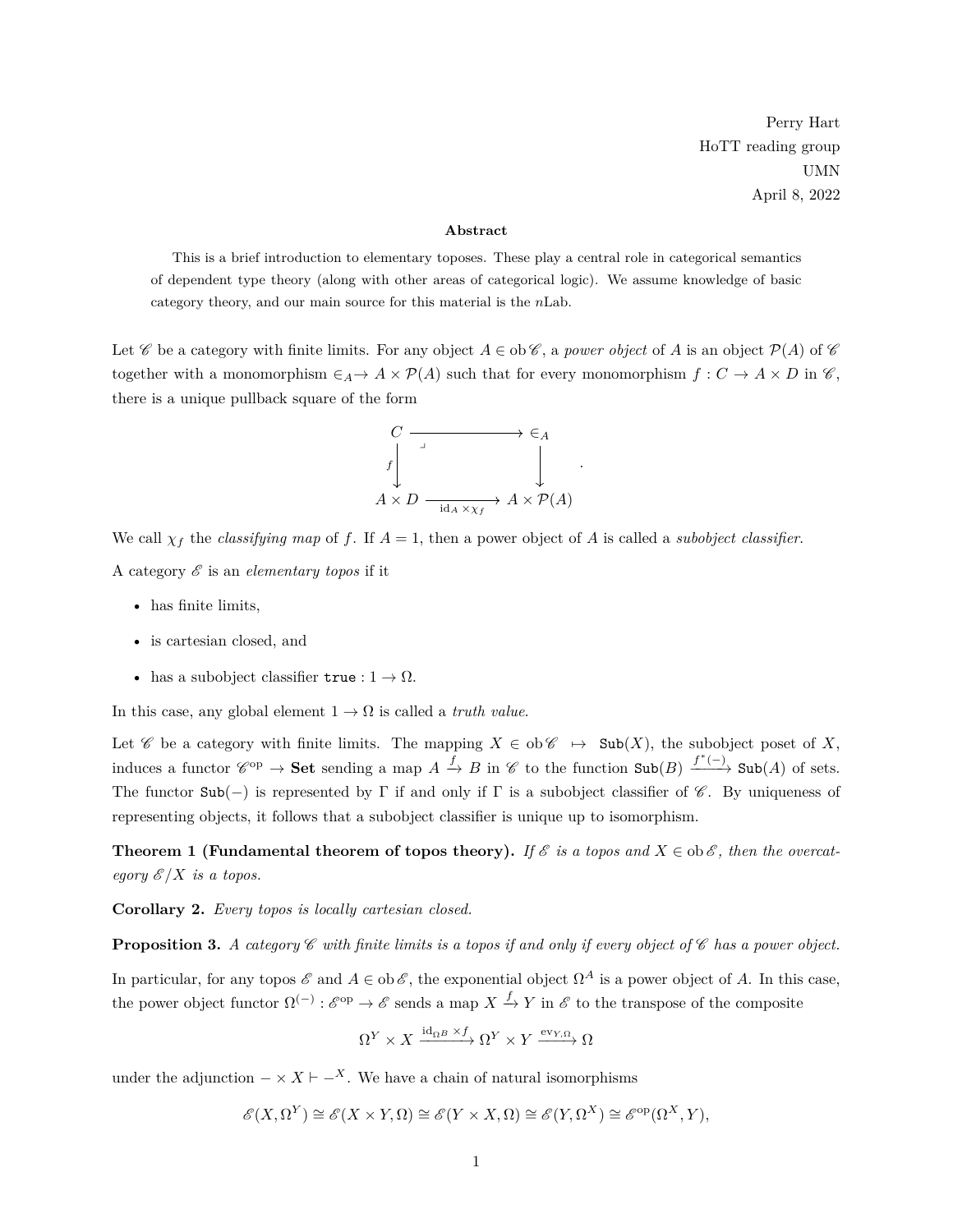Perry Hart
HoTT reading group
UMN
April 8, 2022

**Abstract**

This is a brief introduction to elementary toposes. These play a central role in categorical semantics of dependent type theory (along with other areas of categorical logic). We assume knowledge of basic category theory, and our main source for this material is the *n*Lab.

Let $\mathscr{C}$ be a category with finite limits. For any object $A \in \operatorname{ob} \mathscr{C}$, a *power object* of $A$ is an object $\mathcal{P}(A)$ of $\mathscr{C}$ together with a monomorphism $\in_A \rightarrowtail A \times \mathcal{P}(A)$ such that for every monomorphism $f : C \to A \times D$ in $\mathscr{C}$, there is a unique pullback square of the form

$$\begin{array}{ccc} C & \longrightarrow & \in_A \\ {\scriptstyle f}\downarrow & \lrcorner & \downarrow \\ A \times D & \xrightarrow[\mathrm{id}_A \times \chi_f]{} & A \times \mathcal{P}(A) \end{array} .$$

We call $\chi_f$ the *classifying map* of $f$. If $A = 1$, then a power object of $A$ is called a *subobject classifier*.

A category $\mathscr{E}$ is an *elementary topos* if it

- has finite limits,
- is cartesian closed, and
- has a subobject classifier $\texttt{true} : 1 \to \Omega$.

In this case, any global element $1 \to \Omega$ is called a *truth value*.

Let $\mathscr{C}$ be a category with finite limits. The mapping $X \in \operatorname{ob} \mathscr{C} \;\; \mapsto \;\; \texttt{Sub}(X)$, the subobject poset of $X$, induces a functor $\mathscr{C}^{\mathrm{op}} \to \mathbf{Set}$ sending a map $A \xrightarrow{f} B$ in $\mathscr{C}$ to the function $\texttt{Sub}(B) \xrightarrow{f^*(-)} \texttt{Sub}(A)$ of sets. The functor $\texttt{Sub}(-)$ is represented by $\Gamma$ if and only if $\Gamma$ is a subobject classifier of $\mathscr{C}$. By uniqueness of representing objects, it follows that a subobject classifier is unique up to isomorphism.

**Theorem 1 (Fundamental theorem of topos theory).** *If $\mathscr{E}$ is a topos and $X \in \operatorname{ob} \mathscr{E}$, then the overcategory $\mathscr{E}/X$ is a topos.*

**Corollary 2.** *Every topos is locally cartesian closed.*

**Proposition 3.** *A category $\mathscr{C}$ with finite limits is a topos if and only if every object of $\mathscr{C}$ has a power object.*

In particular, for any topos $\mathscr{E}$ and $A \in \operatorname{ob} \mathscr{E}$, the exponential object $\Omega^A$ is a power object of $A$. In this case, the power object functor $\Omega^{(-)} : \mathscr{E}^{\mathrm{op}} \to \mathscr{E}$ sends a map $X \xrightarrow{f} Y$ in $\mathscr{E}$ to the transpose of the composite

$$\Omega^Y \times X \xrightarrow{\mathrm{id}_{\Omega^B} \times f} \Omega^Y \times Y \xrightarrow{\mathrm{ev}_{Y,\Omega}} \Omega$$

under the adjunction $- \times X \vdash -^X$. We have a chain of natural isomorphisms

$$\mathscr{E}(X, \Omega^Y) \cong \mathscr{E}(X \times Y, \Omega) \cong \mathscr{E}(Y \times X, \Omega) \cong \mathscr{E}(Y, \Omega^X) \cong \mathscr{E}^{\mathrm{op}}(\Omega^X, Y),$$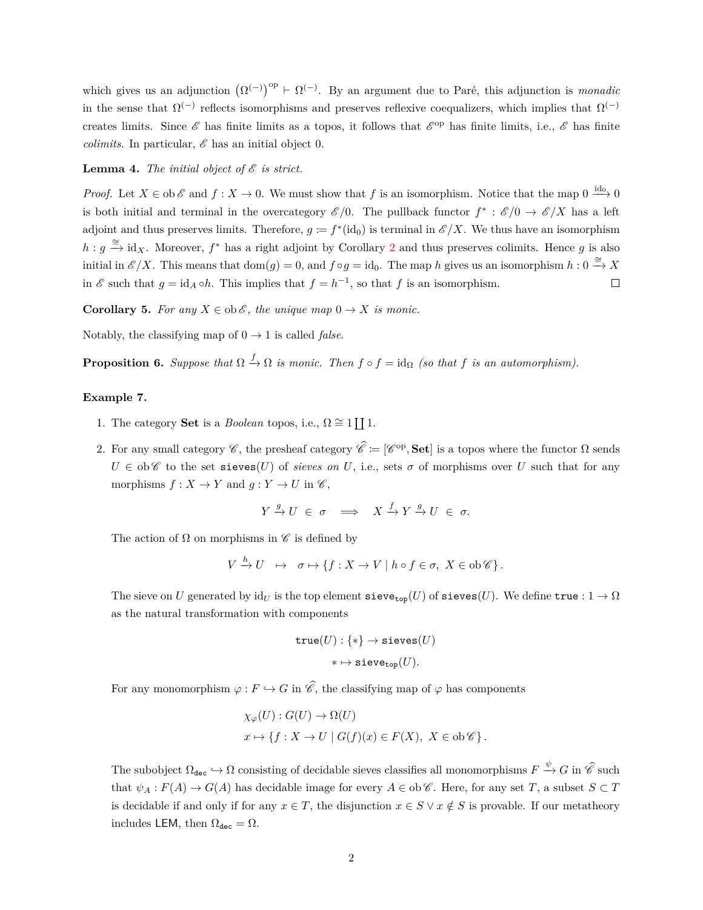which gives us an adjunction $\left(\Omega^{(-)}\right)^{\mathrm{op}} \vdash \Omega^{(-)}$. By an argument due to Paré, this adjunction is *monadic* in the sense that $\Omega^{(-)}$ reflects isomorphisms and preserves reflexive coequalizers, which implies that $\Omega^{(-)}$ creates limits. Since $\mathscr{E}$ has finite limits as a topos, it follows that $\mathscr{E}^{\mathrm{op}}$ has finite limits, i.e., $\mathscr{E}$ has finite *colimits*. In particular, $\mathscr{E}$ has an initial object 0.

**Lemma 4.** *The initial object of $\mathscr{E}$ is strict.*

*Proof.* Let $X \in \mathrm{ob}\,\mathscr{E}$ and $f : X \to 0$. We must show that $f$ is an isomorphism. Notice that the map $0 \xrightarrow{\mathrm{id}_0} 0$ is both initial and terminal in the overcategory $\mathscr{E}/0$. The pullback functor $f^* : \mathscr{E}/0 \to \mathscr{E}/X$ has a left adjoint and thus preserves limits. Therefore, $g := f^*(\mathrm{id}_0)$ is terminal in $\mathscr{E}/X$. We thus have an isomorphism $h : g \xrightarrow{\cong} \mathrm{id}_X$. Moreover, $f^*$ has a right adjoint by Corollary 2 and thus preserves colimits. Hence $g$ is also initial in $\mathscr{E}/X$. This means that $\mathrm{dom}(g) = 0$, and $f \circ g = \mathrm{id}_0$. The map $h$ gives us an isomorphism $h : 0 \xrightarrow{\cong} X$ in $\mathscr{E}$ such that $g = \mathrm{id}_A \circ h$. This implies that $f = h^{-1}$, so that $f$ is an isomorphism. □

**Corollary 5.** *For any $X \in \mathrm{ob}\,\mathscr{E}$, the unique map $0 \to X$ is monic.*

Notably, the classifying map of $0 \to 1$ is called *false*.

**Proposition 6.** *Suppose that $\Omega \xrightarrow{f} \Omega$ is monic. Then $f \circ f = \mathrm{id}_\Omega$ (so that $f$ is an automorphism).*

**Example 7.**

1. The category **Set** is a *Boolean* topos, i.e., $\Omega \cong 1 \coprod 1$.

2. For any small category $\mathscr{C}$, the presheaf category $\widehat{\mathscr{C}} := [\mathscr{C}^{\mathrm{op}}, \mathbf{Set}]$ is a topos where the functor $\Omega$ sends $U \in \mathrm{ob}\,\mathscr{C}$ to the set $\mathtt{sieves}(U)$ of *sieves on* $U$, i.e., sets $\sigma$ of morphisms over $U$ such that for any morphisms $f : X \to Y$ and $g : Y \to U$ in $\mathscr{C}$,
$$Y \xrightarrow{g} U \in \sigma \implies X \xrightarrow{f} Y \xrightarrow{g} U \in \sigma.$$
The action of $\Omega$ on morphisms in $\mathscr{C}$ is defined by
$$V \xrightarrow{h} U \quad \mapsto \quad \sigma \mapsto \{f : X \to V \mid h \circ f \in \sigma,\ X \in \mathrm{ob}\,\mathscr{C}\}.$$
The sieve on $U$ generated by $\mathrm{id}_U$ is the top element $\mathtt{sieve}_{\mathtt{top}}(U)$ of $\mathtt{sieves}(U)$. We define $\mathtt{true} : 1 \to \Omega$ as the natural transformation with components
$$\begin{aligned} \mathtt{true}(U) : \{*\} &\to \mathtt{sieves}(U) \\ * &\mapsto \mathtt{sieve}_{\mathtt{top}}(U). \end{aligned}$$
For any monomorphism $\varphi : F \hookrightarrow G$ in $\widehat{\mathscr{C}}$, the classifying map of $\varphi$ has components
$$\begin{aligned} &\chi_\varphi(U) : G(U) \to \Omega(U) \\ &x \mapsto \{f : X \to U \mid G(f)(x) \in F(X),\ X \in \mathrm{ob}\,\mathscr{C}\}. \end{aligned}$$
The subobject $\Omega_{\mathtt{dec}} \hookrightarrow \Omega$ consisting of decidable sieves classifies all monomorphisms $F \xrightarrow{\psi} G$ in $\widehat{\mathscr{C}}$ such that $\psi_A : F(A) \to G(A)$ has decidable image for every $A \in \mathrm{ob}\,\mathscr{C}$. Here, for any set $T$, a subset $S \subset T$ is decidable if and only if for any $x \in T$, the disjunction $x \in S \vee x \notin S$ is provable. If our metatheory includes $\mathsf{LEM}$, then $\Omega_{\mathtt{dec}} = \Omega$.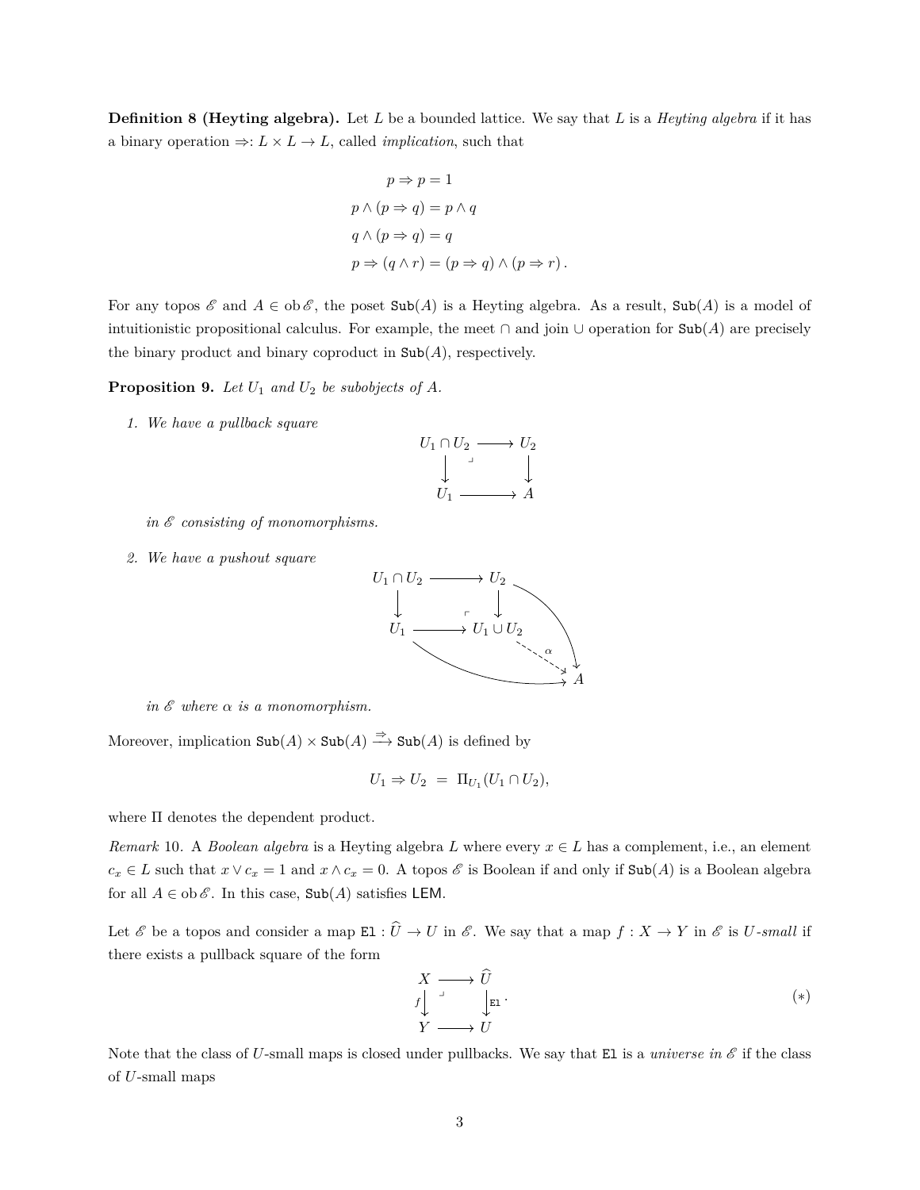**Definition 8 (Heyting algebra).** Let $L$ be a bounded lattice. We say that $L$ is a *Heyting algebra* if it has a binary operation $\Rightarrow: L \times L \to L$, called *implication*, such that

$$
\begin{aligned}
p \Rightarrow p &= 1 \\
p \wedge (p \Rightarrow q) &= p \wedge q \\
q \wedge (p \Rightarrow q) &= q \\
p \Rightarrow (q \wedge r) &= (p \Rightarrow q) \wedge (p \Rightarrow r)\,.
\end{aligned}
$$

For any topos $\mathscr{E}$ and $A \in \operatorname{ob}\mathscr{E}$, the poset $\mathtt{Sub}(A)$ is a Heyting algebra. As a result, $\mathtt{Sub}(A)$ is a model of intuitionistic propositional calculus. For example, the meet $\cap$ and join $\cup$ operation for $\mathtt{Sub}(A)$ are precisely the binary product and binary coproduct in $\mathtt{Sub}(A)$, respectively.

**Proposition 9.** *Let $U_1$ and $U_2$ be subobjects of $A$.*

1. *We have a pullback square*

$$
\begin{array}{ccc}
U_1 \cap U_2 & \longrightarrow & U_2 \\
\downarrow & \lrcorner & \downarrow \\
U_1 & \longrightarrow & A
\end{array}
$$

   *in $\mathscr{E}$ consisting of monomorphisms.*

2. *We have a pushout square*

$$
\begin{array}{ccc}
U_1 \cap U_2 & \longrightarrow & U_2 \\
\downarrow & \ulcorner & \downarrow \\
U_1 & \longrightarrow & U_1 \cup U_2 \xrightarrow{\ \alpha\ } A
\end{array}
$$

   *in $\mathscr{E}$ where $\alpha$ is a monomorphism.*

Moreover, implication $\mathtt{Sub}(A) \times \mathtt{Sub}(A) \xrightarrow{\Rightarrow} \mathtt{Sub}(A)$ is defined by

$$
U_1 \Rightarrow U_2 \;=\; \Pi_{U_1}(U_1 \cap U_2),
$$

where $\Pi$ denotes the dependent product.

*Remark* 10. A *Boolean algebra* is a Heyting algebra $L$ where every $x \in L$ has a complement, i.e., an element $c_x \in L$ such that $x \vee c_x = 1$ and $x \wedge c_x = 0$. A topos $\mathscr{E}$ is Boolean if and only if $\mathtt{Sub}(A)$ is a Boolean algebra for all $A \in \operatorname{ob}\mathscr{E}$. In this case, $\mathtt{Sub}(A)$ satisfies $\mathsf{LEM}$.

Let $\mathscr{E}$ be a topos and consider a map $\mathtt{El} : \widehat{U} \to U$ in $\mathscr{E}$. We say that a map $f : X \to Y$ in $\mathscr{E}$ is *$U$-small* if there exists a pullback square of the form

$$
\begin{array}{ccc}
X & \longrightarrow & \widehat{U} \\
{\scriptstyle f}\downarrow & \lrcorner & \downarrow{\scriptstyle \mathtt{El}} \\
Y & \longrightarrow & U
\end{array}
\qquad (*)
$$

Note that the class of $U$-small maps is closed under pullbacks. We say that $\mathtt{El}$ is a *universe in $\mathscr{E}$* if the class of $U$-small maps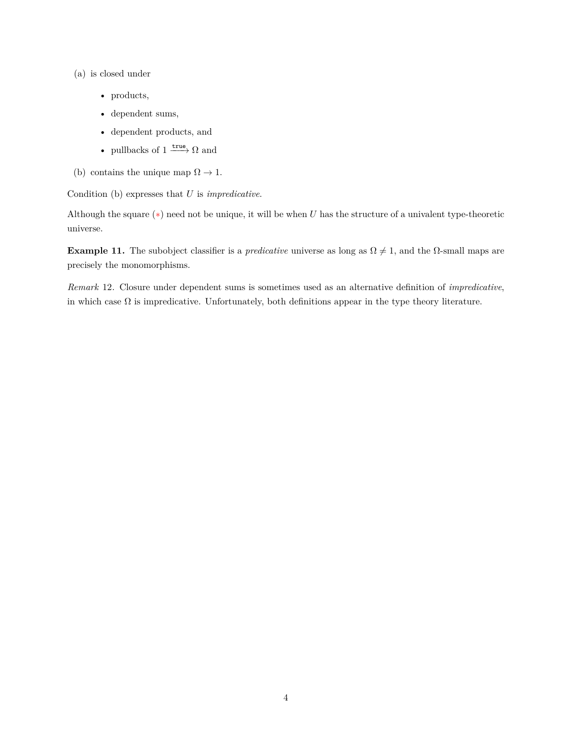(a) is closed under

- products,
- dependent sums,
- dependent products, and
- pullbacks of $1 \xrightarrow{\texttt{true}} \Omega$ and

(b) contains the unique map $\Omega \to 1$.

Condition (b) expresses that $U$ is *impredicative*.

Although the square ($*$) need not be unique, it will be when $U$ has the structure of a univalent type-theoretic universe.

**Example 11.** The subobject classifier is a *predicative* universe as long as $\Omega \neq 1$, and the $\Omega$-small maps are precisely the monomorphisms.

*Remark* 12. Closure under dependent sums is sometimes used as an alternative definition of *impredicative*, in which case $\Omega$ is impredicative. Unfortunately, both definitions appear in the type theory literature.